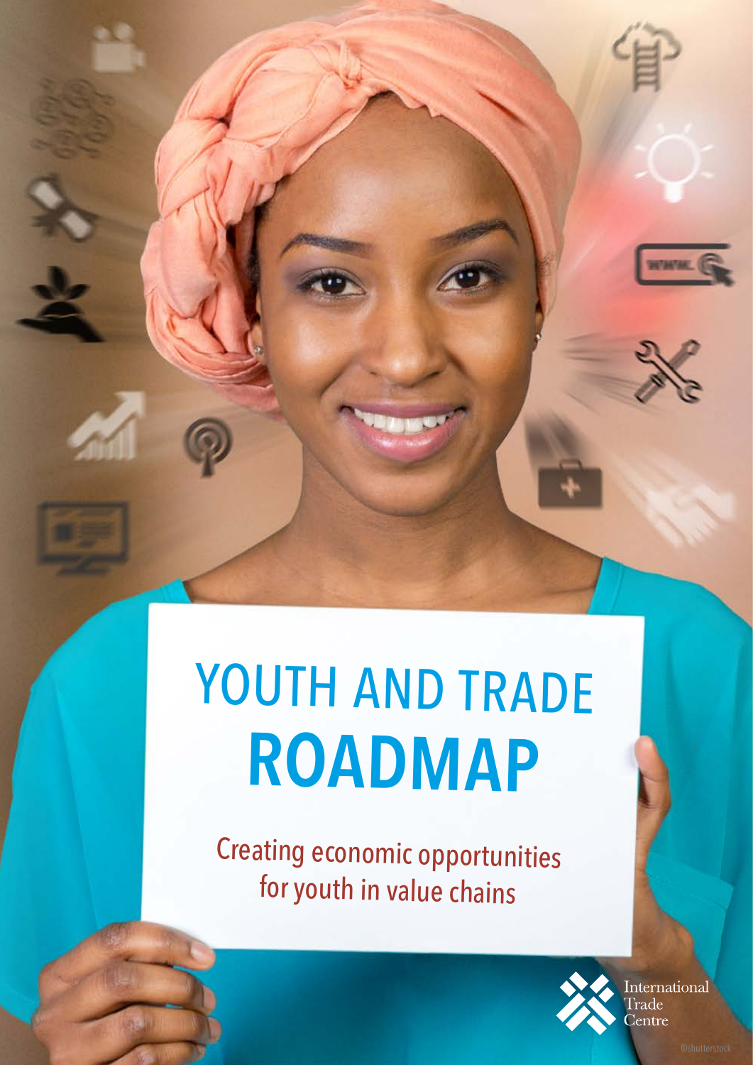# YOUTH AND TRADE ROADMAP

Creating economic opportunities for youth in value chains

International Trade Centre

©shutterstock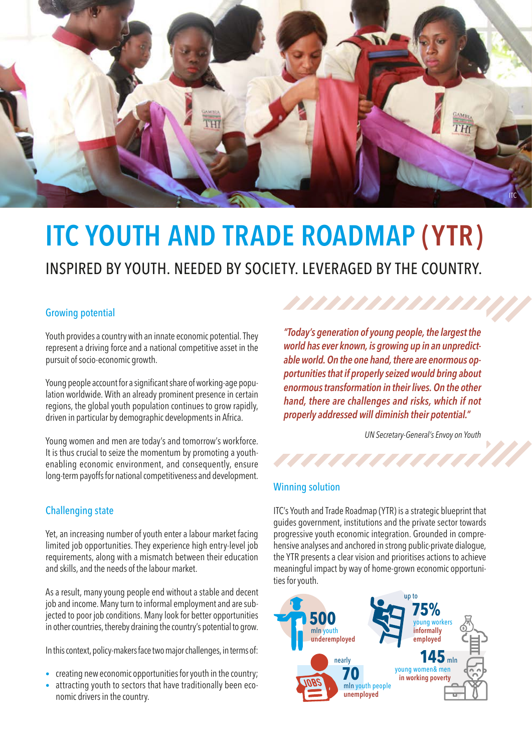# ITC YOUTH AND TRADE ROADMAP (YTR)

INSPIRED BY YOUTH. NEEDED BY SOCIETY. LEVERAGED BY THE COUNTRY.

### Growing potential

Youth provides a country with an innate economic potential. They represent a driving force and a national competitive asset in the pursuit of socio-economic growth.

Young people account for a significant share of working-age population worldwide. With an already prominent presence in certain regions, the global youth population continues to grow rapidly, driven in particular by demographic developments in Africa.

Young women and men are today's and tomorrow's workforce. It is thus crucial to seize the momentum by promoting a youth-enabling economic environment, and consequently, ensure long-term payoffs for national competitiveness and development.

### Challenging state

Yet, an increasing number of youth enter a labour market facing limited job opportunities. They experience high entry-level job requirements, along with a mismatch between their education and skills, and the needs of the labour market.

As a result, many young people end without a stable and decent job and income. Many turn to informal employment and are subjected to poor job conditions. Many look for better opportunities in other countries, thereby draining the country's potential to grow.

In this context, policy-makers face two major challenges, in terms of:

- creating new economic opportunities for youth in the country;
- attracting youth to sectors that have traditionally been economic drivers in the country.

*"Today's generation of young people, the largest the world has ever known, is growing up in an unpredictable world. On the one hand, there are enormous opportunities that if properly seized would bring about enormous transformation in their lives. On the other hand, there are challenges and risks, which if not properly addressed will diminish their potential."*

*UN Secretary-General's Envoy on Youth*

### Winning solution

ITC's Youth and Trade Roadmap (YTR) is a strategic blueprint that guides government, institutions and the private sector towards progressive youth economic integration. Grounded in comprehensive analyses and anchored in strong public-private dialogue, the YTR presents a clear vision and prioritises actions to achieve meaningful impact by way of home-grown economic opportunities for youth.

**500** mln youth **underemployed**

up to **75%** young workers **informally employed**

nearly **70** mln youth people **unemployed**

**145** mln young women& men **in working poverty**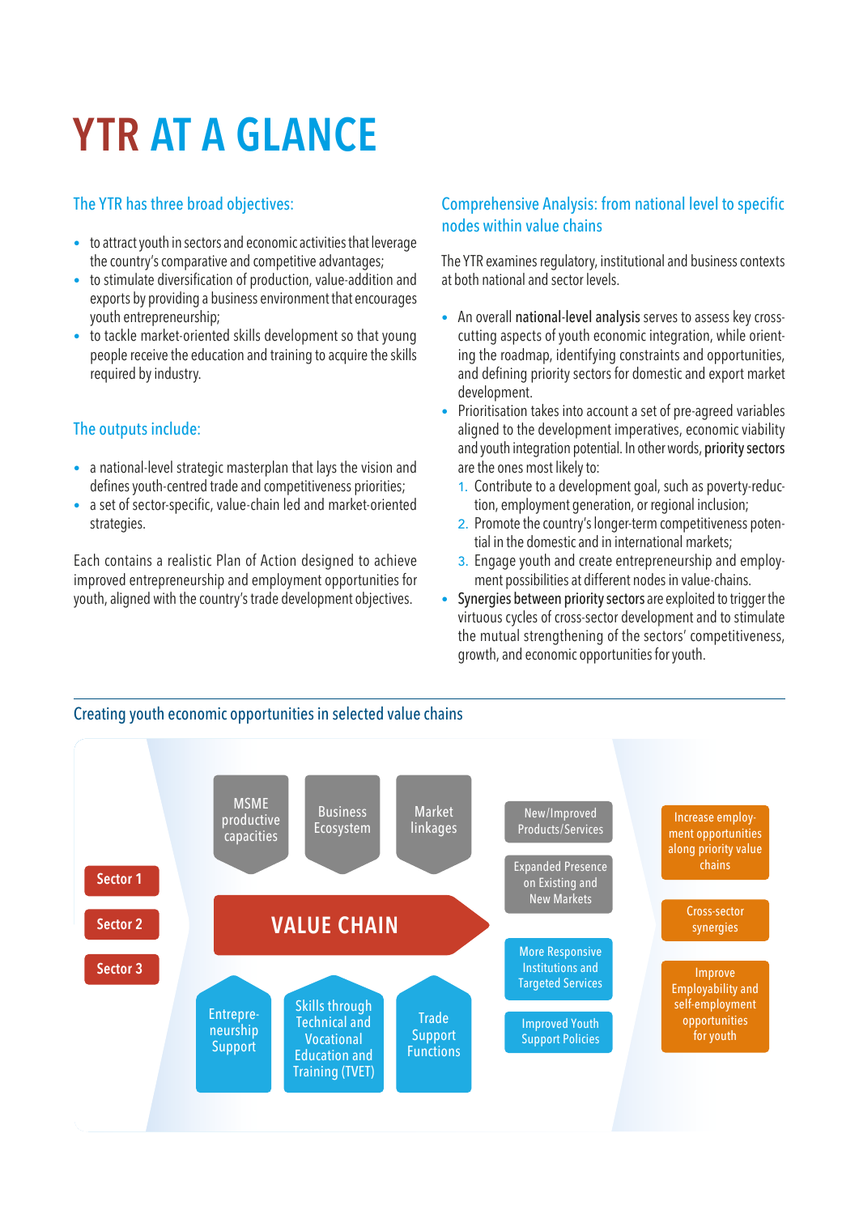# YTR AT A GLANCE

## The YTR has three broad objectives:

- to attract youth in sectors and economic activities that leverage the country's comparative and competitive advantages;
- to stimulate diversification of production, value-addition and exports by providing a business environment that encourages youth entrepreneurship;
- to tackle market-oriented skills development so that young people receive the education and training to acquire the skills required by industry.

## The outputs include:

- a national-level strategic masterplan that lays the vision and defines youth-centred trade and competitiveness priorities;
- a set of sector-specific, value-chain led and market-oriented strategies.

Each contains a realistic Plan of Action designed to achieve improved entrepreneurship and employment opportunities for youth, aligned with the country's trade development objectives.

## Comprehensive Analysis: from national level to specific nodes within value chains

The YTR examines regulatory, institutional and business contexts at both national and sector levels.

- An overall **national-level analysis** serves to assess key cross-cutting aspects of youth economic integration, while orienting the roadmap, identifying constraints and opportunities, and defining priority sectors for domestic and export market development.
- Prioritisation takes into account a set of pre-agreed variables aligned to the development imperatives, economic viability and youth integration potential. In other words, **priority sectors** are the ones most likely to:
  1. Contribute to a development goal, such as poverty-reduction, employment generation, or regional inclusion;
  2. Promote the country's longer-term competitiveness potential in the domestic and international markets;
  3. Engage youth and create entrepreneurship and employment possibilities at different nodes in value-chains.
- **Synergies between priority sectors** are exploited to trigger the virtuous cycles of cross-sector development and to stimulate the mutual strengthening of the sectors' competitiveness, growth, and economic opportunities for youth.

## Creating youth economic opportunities in selected value chains

Sector 1
Sector 2
Sector 3

MSME productive capacities
Business Ecosystem
Market linkages

VALUE CHAIN

Entrepreneurship Support
Skills through Technical and Vocational Education and Training (TVET)
Trade Support Functions

New/Improved Products/Services
Expanded Presence on Existing and New Markets
More Responsive Institutions and Targeted Services
Improved Youth Support Policies

Increase employment opportunities along priority value chains
Cross-sector synergies
Improve Employability and self-employment opportunities for youth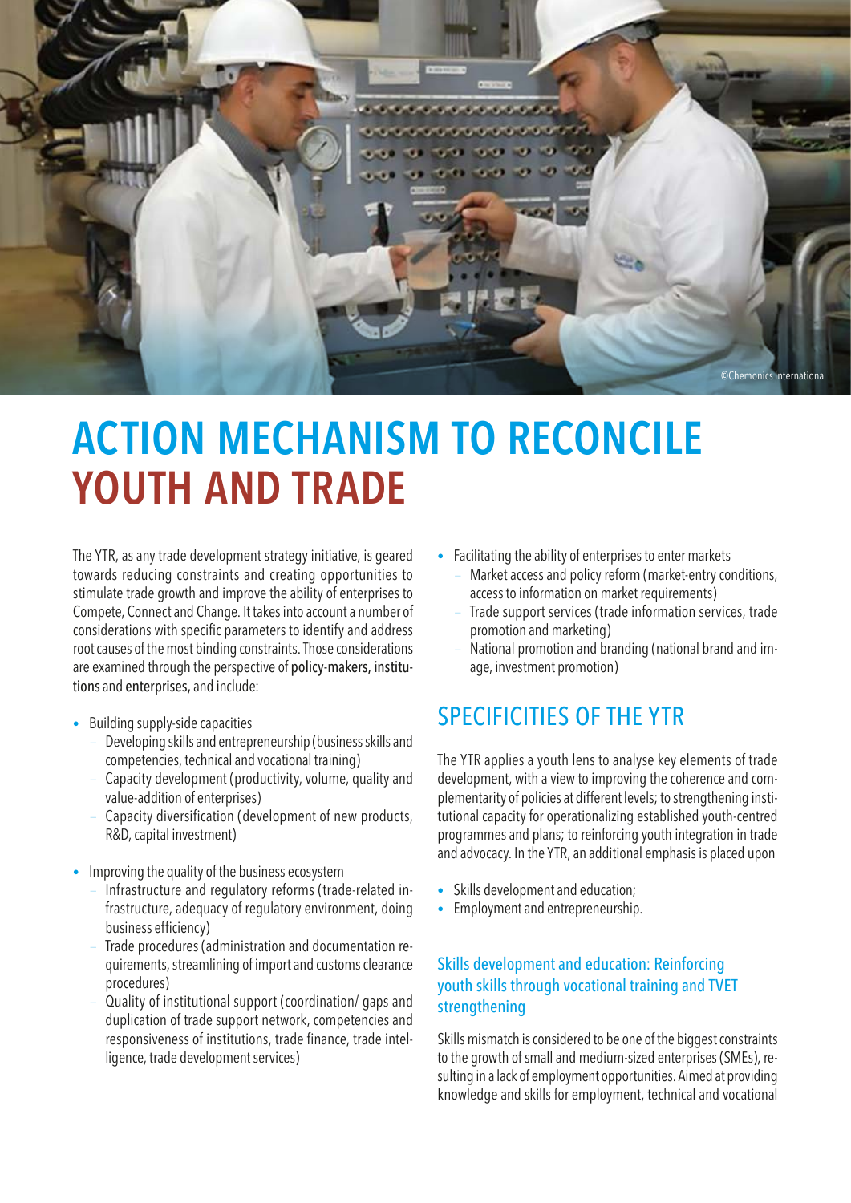©Chemonics International

# ACTION MECHANISM TO RECONCILE YOUTH AND TRADE

The YTR, as any trade development strategy initiative, is geared towards reducing constraints and creating opportunities to stimulate trade growth and improve the ability of enterprises to Compete, Connect and Change. It takes into account a number of considerations with specific parameters to identify and address root causes of the most binding constraints. Those considerations are examined through the perspective of policy-makers, institutions and enterprises, and include:

- Building supply-side capacities
  - Developing skills and entrepreneurship (business skills and competencies, technical and vocational training)
  - Capacity development (productivity, volume, quality and value-addition of enterprises)
  - Capacity diversification (development of new products, R&D, capital investment)
- Improving the quality of the business ecosystem
  - Infrastructure and regulatory reforms (trade-related infrastructure, adequacy of regulatory environment, doing business efficiency)
  - Trade procedures (administration and documentation requirements, streamlining of import and customs clearance procedures)
  - Quality of institutional support (coordination/ gaps and duplication of trade support network, competencies and responsiveness of institutions, trade finance, trade intelligence, trade development services)
- Facilitating the ability of enterprises to enter markets
  - Market access and policy reform (market-entry conditions, access to information on market requirements)
  - Trade support services (trade information services, trade promotion and marketing)
  - National promotion and branding (national brand and image, investment promotion)

## SPECIFICITIES OF THE YTR

The YTR applies a youth lens to analyse key elements of trade development, with a view to improving the coherence and complementarity of policies at different levels; to strengthening institutional capacity for operationalizing established youth-centred programmes and plans; to reinforcing youth integration in trade and advocacy. In the YTR, an additional emphasis is placed upon

- Skills development and education;
- Employment and entrepreneurship.

### Skills development and education: Reinforcing youth skills through vocational training and TVET strengthening

Skills mismatch is considered to be one of the biggest constraints to the growth of small and medium-sized enterprises (SMEs), resulting in a lack of employment opportunities. Aimed at providing knowledge and skills for employment, technical and vocational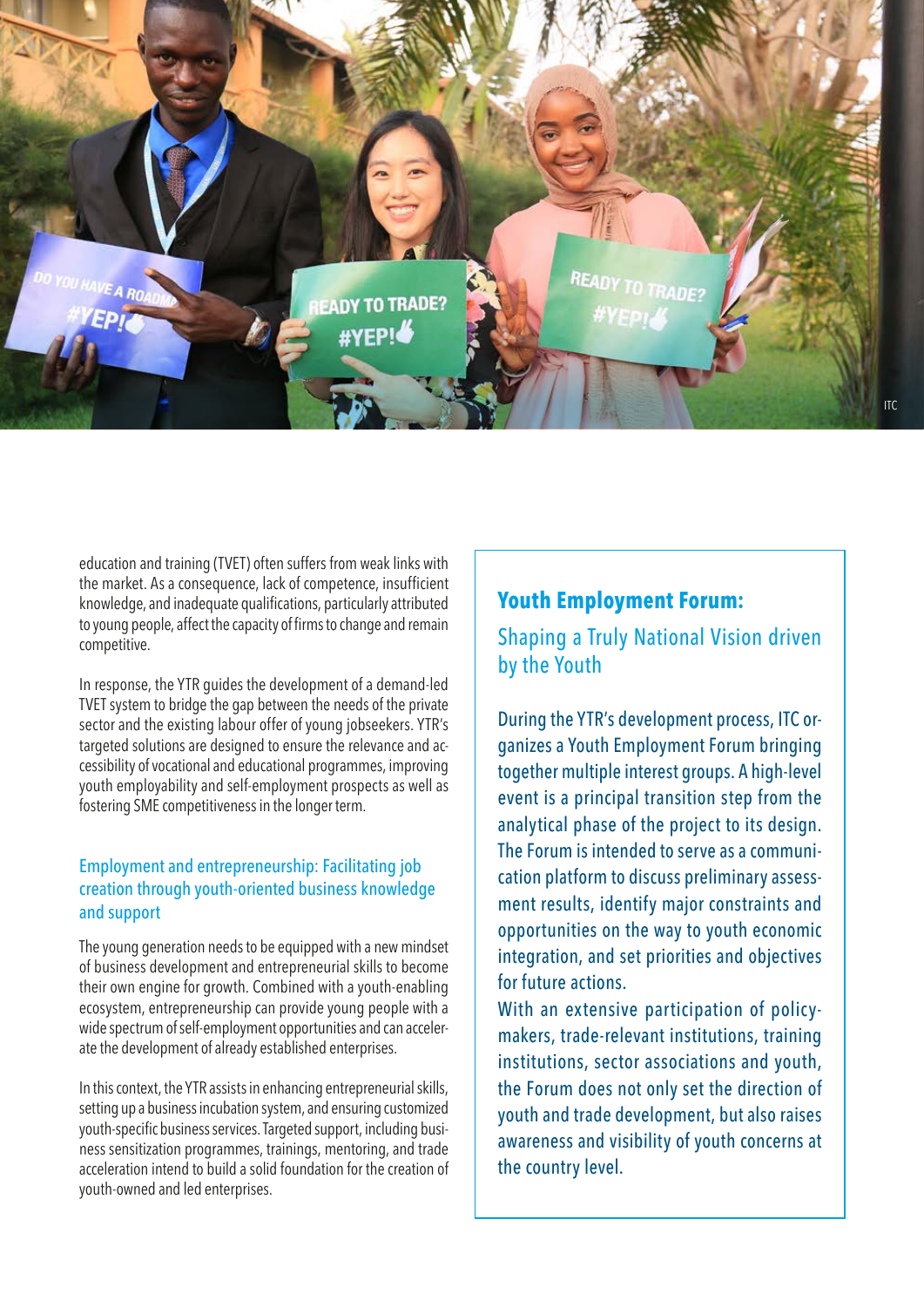education and training (TVET) often suffers from weak links with the market. As a consequence, lack of competence, insufficient knowledge, and inadequate qualifications, particularly attributed to young people, affect the capacity of firms to change and remain competitive.

In response, the YTR guides the development of a demand-led TVET system to bridge the gap between the needs of the private sector and the existing labour offer of young jobseekers. YTR's targeted solutions are designed to ensure the relevance and accessibility of vocational and educational programmes, improving youth employability and self-employment prospects as well as fostering SME competitiveness in the longer term.

### Employment and entrepreneurship: Facilitating job creation through youth-oriented business knowledge and support

The young generation needs to be equipped with a new mindset of business development and entrepreneurial skills to become their own engine for growth. Combined with a youth-enabling ecosystem, entrepreneurship can provide young people with a wide spectrum of self-employment opportunities and can accelerate the development of already established enterprises.

In this context, the YTR assists in enhancing entrepreneurial skills, setting up a business incubation system, and ensuring customized youth-specific business services. Targeted support, including business sensitization programmes, trainings, mentoring, and trade acceleration intend to build a solid foundation for the creation of youth-owned and led enterprises.

## Youth Employment Forum:

### Shaping a Truly National Vision driven by the Youth

During the YTR's development process, ITC organizes a Youth Employment Forum bringing together multiple interest groups. A high-level event is a principal transition step from the analytical phase of the project to its design. The Forum is intended to serve as a communication platform to discuss preliminary assessment results, identify major constraints and opportunities on the way to youth economic integration, and set priorities and objectives for future actions.

With an extensive participation of policymakers, trade-relevant institutions, training institutions, sector associations and youth, the Forum does not only set the direction of youth and trade development, but also raises awareness and visibility of youth concerns at the country level.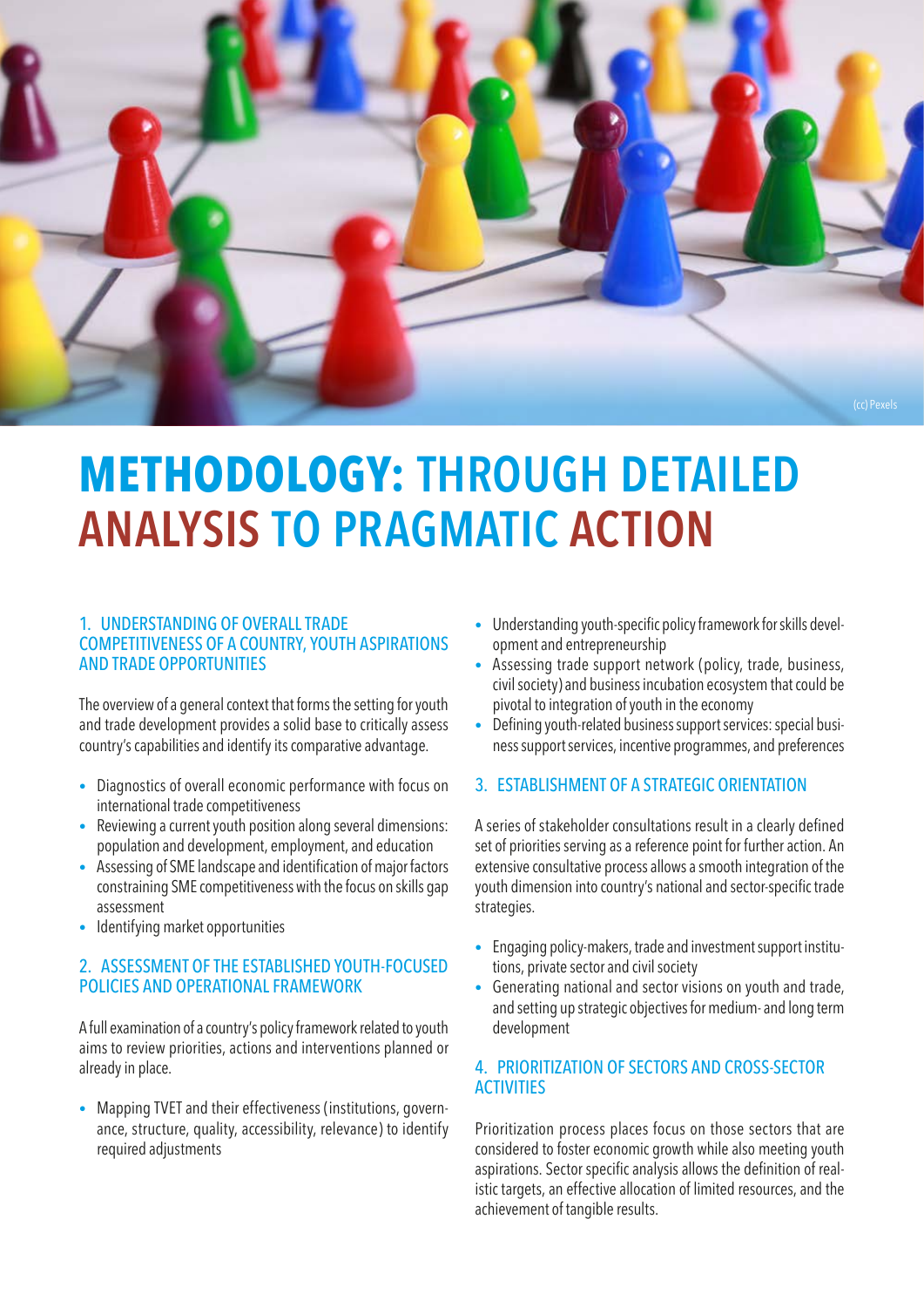# METHODOLOGY: THROUGH DETAILED ANALYSIS TO PRAGMATIC ACTION

### 1. UNDERSTANDING OF OVERALL TRADE COMPETITIVENESS OF A COUNTRY, YOUTH ASPIRATIONS AND TRADE OPPORTUNITIES

The overview of a general context that forms the setting for youth and trade development provides a solid base to critically assess country's capabilities and identify its comparative advantage.

- Diagnostics of overall economic performance with focus on international trade competitiveness
- Reviewing a current youth position along several dimensions: population and development, employment, and education
- Assessing of SME landscape and identification of major factors constraining SME competitiveness with the focus on skills gap assessment
- Identifying market opportunities

### 2. ASSESSMENT OF THE ESTABLISHED YOUTH-FOCUSED POLICIES AND OPERATIONAL FRAMEWORK

A full examination of a country's policy framework related to youth aims to review priorities, actions and interventions planned or already in place.

- Mapping TVET and their effectiveness (institutions, governance, structure, quality, accessibility, relevance) to identify required adjustments
- Understanding youth-specific policy framework for skills development and entrepreneurship
- Assessing trade support network (policy, trade, business, civil society) and business incubation ecosystem that could be pivotal to integration of youth in the economy
- Defining youth-related business support services: special business support services, incentive programmes, and preferences

### 3. ESTABLISHMENT OF A STRATEGIC ORIENTATION

A series of stakeholder consultations result in a clearly defined set of priorities serving as a reference point for further action. An extensive consultative process allows a smooth integration of the youth dimension into country's national and sector-specific trade strategies.

- Engaging policy-makers, trade and investment support institutions, private sector and civil society
- Generating national and sector visions on youth and trade, and setting up strategic objectives for medium- and long term development

### 4. PRIORITIZATION OF SECTORS AND CROSS-SECTOR ACTIVITIES

Prioritization process places focus on those sectors that are considered to foster economic growth while also meeting youth aspirations. Sector specific analysis allows the definition of realistic targets, an effective allocation of limited resources, and the achievement of tangible results.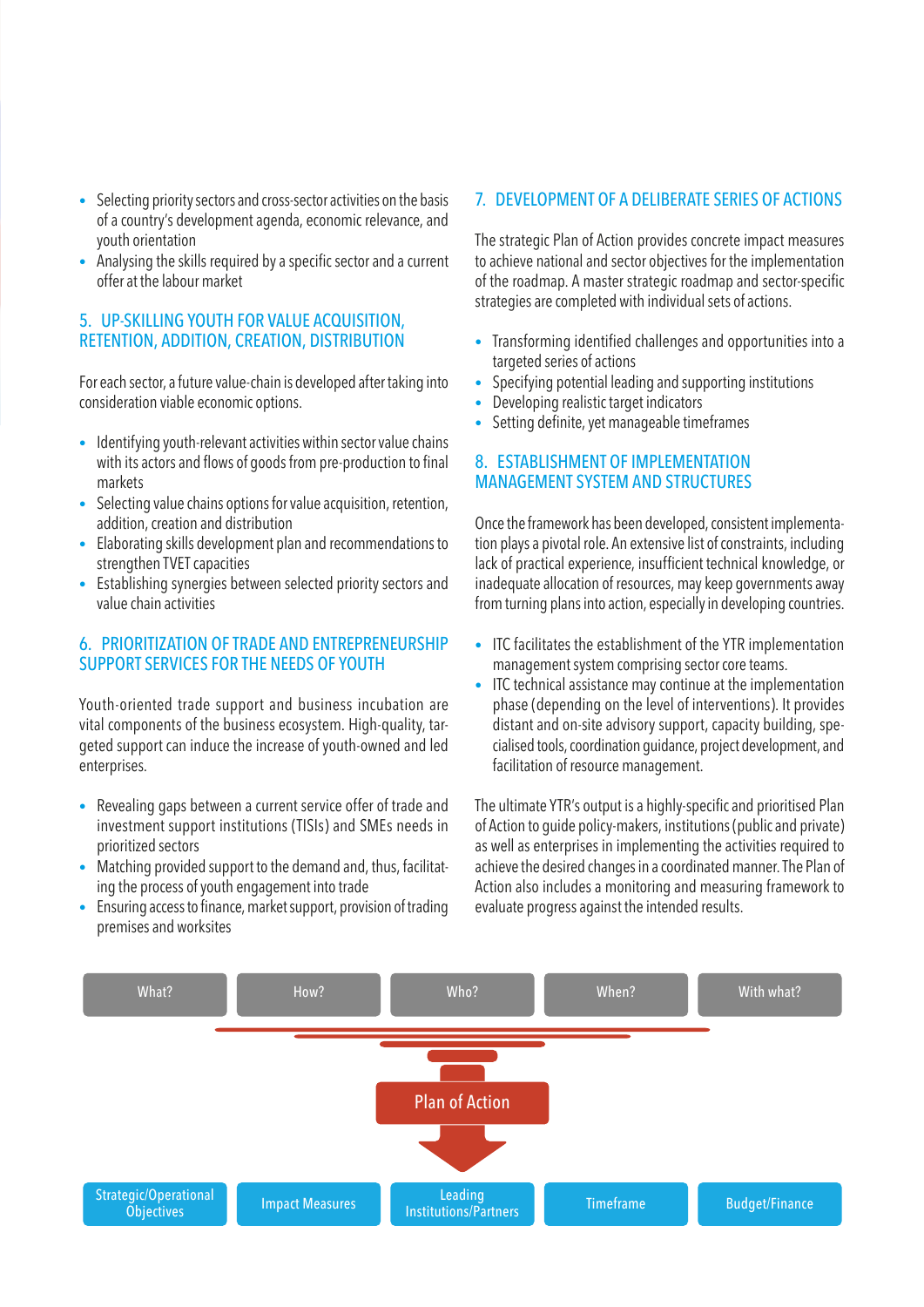- Selecting priority sectors and cross-sector activities on the basis of a country's development agenda, economic relevance, and youth orientation
- Analysing the skills required by a specific sector and a current offer at the labour market

## 5. UP-SKILLING YOUTH FOR VALUE ACQUISITION, RETENTION, ADDITION, CREATION, DISTRIBUTION

For each sector, a future value-chain is developed after taking into consideration viable economic options.

- Identifying youth-relevant activities within sector value chains with its actors and flows of goods from pre-production to final markets
- Selecting value chains options for value acquisition, retention, addition, creation and distribution
- Elaborating skills development plan and recommendations to strengthen TVET capacities
- Establishing synergies between selected priority sectors and value chain activities

## 6. PRIORITIZATION OF TRADE AND ENTREPRENEURSHIP SUPPORT SERVICES FOR THE NEEDS OF YOUTH

Youth-oriented trade support and business incubation are vital components of the business ecosystem. High-quality, targeted support can induce the increase of youth-owned and led enterprises.

- Revealing gaps between a current service offer of trade and investment support institutions (TISIs) and SMEs needs in prioritized sectors
- Matching provided support to the demand and, thus, facilitating the process of youth engagement into trade
- Ensuring access to finance, market support, provision of trading premises and worksites

## 7. DEVELOPMENT OF A DELIBERATE SERIES OF ACTIONS

The strategic Plan of Action provides concrete impact measures to achieve national and sector objectives for the implementation of the roadmap. A master strategic roadmap and sector-specific strategies are completed with individual sets of actions.

- Transforming identified challenges and opportunities into a targeted series of actions
- Specifying potential leading and supporting institutions
- Developing realistic target indicators
- Setting definite, yet manageable timeframes

## 8. ESTABLISHMENT OF IMPLEMENTATION MANAGEMENT SYSTEM AND STRUCTURES

Once the framework has been developed, consistent implementation plays a pivotal role. An extensive list of constraints, including lack of practical experience, insufficient technical knowledge, or inadequate allocation of resources, may keep governments away from turning plans into action, especially in developing countries.

- ITC facilitates the establishment of the YTR implementation management system comprising sector core teams.
- ITC technical assistance may continue at the implementation phase (depending on the level of interventions). It provides distant and on-site advisory support, capacity building, specialised tools, coordination guidance, project development, and facilitation of resource management.

The ultimate YTR's output is a highly-specific and prioritised Plan of Action to guide policy-makers, institutions (public and private) as well as enterprises in implementing the activities required to achieve the desired changes in a coordinated manner. The Plan of Action also includes a monitoring and measuring framework to evaluate progress against the intended results.

| What? | How? | Who? | When? | With what? |
|---|---|---|---|---|

**Plan of Action**

| Strategic/Operational Objectives | Impact Measures | Leading Institutions/Partners | Timeframe | Budget/Finance |
|---|---|---|---|---|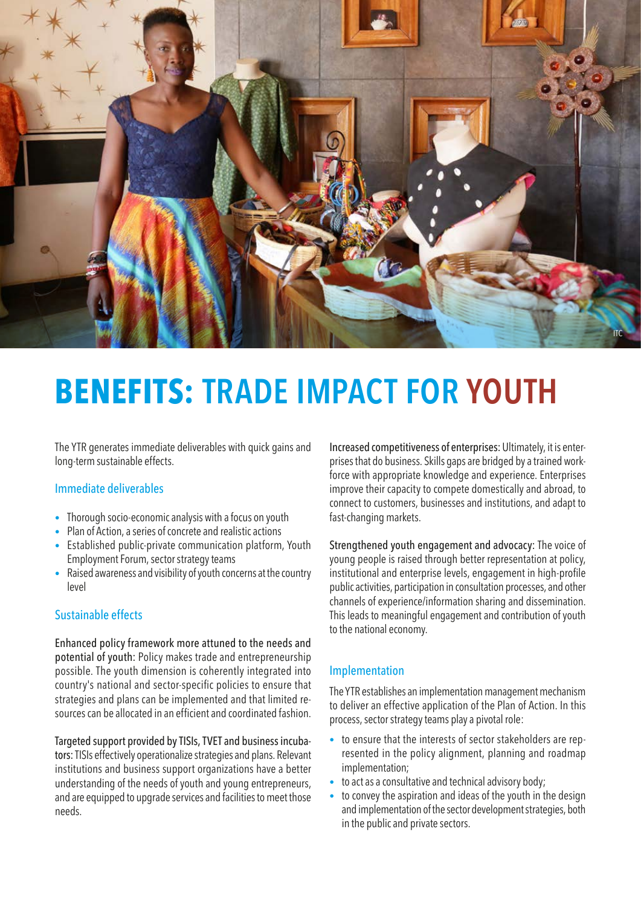# BENEFITS: TRADE IMPACT FOR YOUTH

The YTR generates immediate deliverables with quick gains and long-term sustainable effects.

## Immediate deliverables

- Thorough socio-economic analysis with a focus on youth
- Plan of Action, a series of concrete and realistic actions
- Established public-private communication platform, Youth Employment Forum, sector strategy teams
- Raised awareness and visibility of youth concerns at the country level

## Sustainable effects

**Enhanced policy framework more attuned to the needs and potential of youth:** Policy makes trade and entrepreneurship possible. The youth dimension is coherently integrated into country's national and sector-specific policies to ensure that strategies and plans can be implemented and that limited resources can be allocated in an efficient and coordinated fashion.

**Targeted support provided by TISIs, TVET and business incubators:** TISIs effectively operationalize strategies and plans. Relevant institutions and business support organizations have a better understanding of the needs of youth and young entrepreneurs, and are equipped to upgrade services and facilities to meet those needs.

**Increased competitiveness of enterprises:** Ultimately, it is enterprises that do business. Skills gaps are bridged by a trained workforce with appropriate knowledge and experience. Enterprises improve their capacity to compete domestically and abroad, to connect to customers, businesses and institutions, and adapt to fast-changing markets.

**Strengthened youth engagement and advocacy:** The voice of young people is raised through better representation at policy, institutional and enterprise levels, engagement in high-profile public activities, participation in consultation processes, and other channels of experience/information sharing and dissemination. This leads to meaningful engagement and contribution of youth to the national economy.

## Implementation

The YTR establishes an implementation management mechanism to deliver an effective application of the Plan of Action. In this process, sector strategy teams play a pivotal role:

- to ensure that the interests of sector stakeholders are represented in the policy alignment, planning and roadmap implementation;
- to act as a consultative and technical advisory body;
- to convey the aspiration and ideas of the youth in the design and implementation of the sector development strategies, both in the public and private sectors.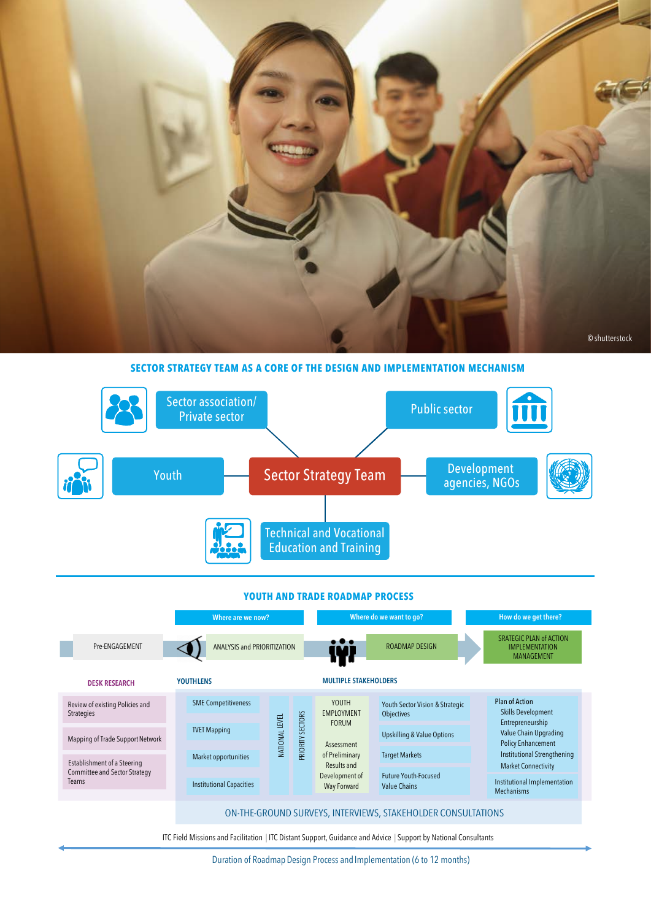© shutterstock

## SECTOR STRATEGY TEAM AS A CORE OF THE DESIGN AND IMPLEMENTATION MECHANISM

- Sector association/ Private sector
- Public sector
- Youth
- Sector Strategy Team
- Development agencies, NGOs
- Technical and Vocational Education and Training

## YOUTH AND TRADE ROADMAP PROCESS

| | Where are we now? | Where do we want to go? | How do we get there? |
|---|---|---|---|
| Pre-ENGAGEMENT | ANALYSIS and PRIORITIZATION | ROADMAP DESIGN | SRATEGIC PLAN of ACTION IMPLEMENTATION MANAGEMENT |

**DESK RESEARCH**

- Review of existing Policies and Strategies
- Mapping of Trade Support Network
- Establishment of a Steering Committee and Sector Strategy Teams

**YOUTHLENS**

- SME Competitiveness
- TVET Mapping
- Market opportunities
- Institutional Capacities

NATIONAL LEVEL | PRIORITY SECTORS

**MULTIPLE STAKEHOLDERS**

- YOUTH EMPLOYMENT FORUM
- Assessment of Preliminary Results and Development of Way Forward

- Youth Sector Vision & Strategic Objectives
- Upskilling & Value Options
- Target Markets
- Future Youth-Focused Value Chains

**Plan of Action**

- Skills Development
- Entrepreneurship
- Value Chain Upgrading
- Policy Enhancement
- Institutional Strengthening
- Market Connectivity

Institutional Implementation Mechanisms

ON-THE-GROUND SURVEYS, INTERVIEWS, STAKEHOLDER CONSULTATIONS

ITC Field Missions and Facilitation | ITC Distant Support, Guidance and Advice | Support by National Consultants

Duration of Roadmap Design Process and Implementation (6 to 12 months)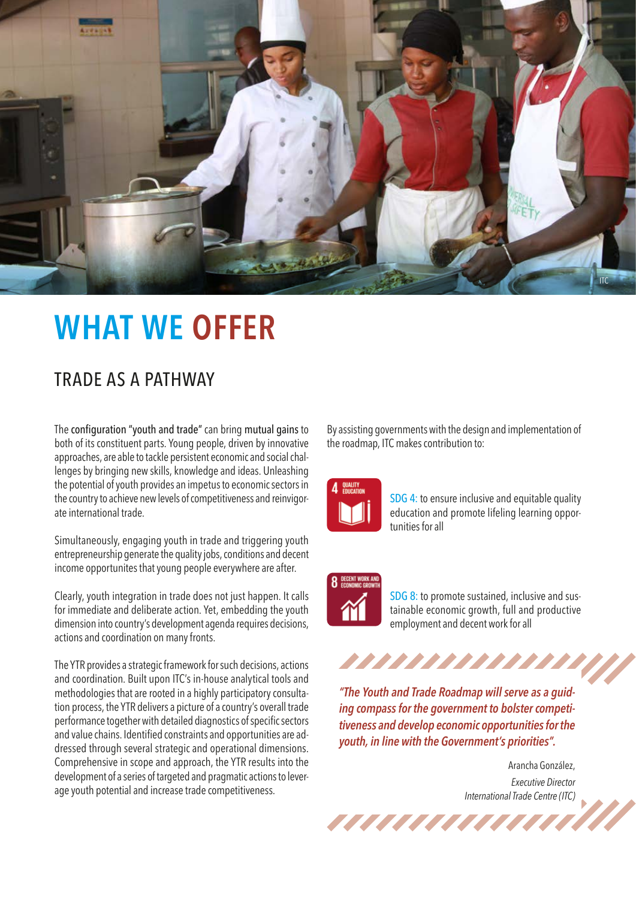# WHAT WE OFFER

## TRADE AS A PATHWAY

The configuration "youth and trade" can bring mutual gains to both of its constituent parts. Young people, driven by innovative approaches, are able to tackle persistent economic and social challenges by bringing new skills, knowledge and ideas. Unleashing the potential of youth provides an impetus to economic sectors in the country to achieve new levels of competitiveness and reinvigorate international trade.

Simultaneously, engaging youth in trade and triggering youth entrepreneurship generate the quality jobs, conditions and decent income opportunites that young people everywhere are after.

Clearly, youth integration in trade does not just happen. It calls for immediate and deliberate action. Yet, embedding the youth dimension into country's development agenda requires decisions, actions and coordination on many fronts.

The YTR provides a strategic framework for such decisions, actions and coordination. Built upon ITC's in-house analytical tools and methodologies that are rooted in a highly participatory consultation process, the YTR delivers a picture of a country's overall trade performance together with detailed diagnostics of specific sectors and value chains. Identified constraints and opportunities are addressed through several strategic and operational dimensions. Comprehensive in scope and approach, the YTR results into the development of a series of targeted and pragmatic actions to leverage youth potential and increase trade competitiveness.

By assisting governments with the design and implementation of the roadmap, ITC makes contribution to:

SDG 4: to ensure inclusive and equitable quality education and promote lifeling learning opportunities for all

SDG 8: to promote sustained, inclusive and sustainable economic growth, full and productive employment and decent work for all

***"The Youth and Trade Roadmap will serve as a guiding compass for the government to bolster competitiveness and develop economic opportunities for the youth, in line with the Government's priorities".***

Arancha González,
*Executive Director*
*International Trade Centre (ITC)*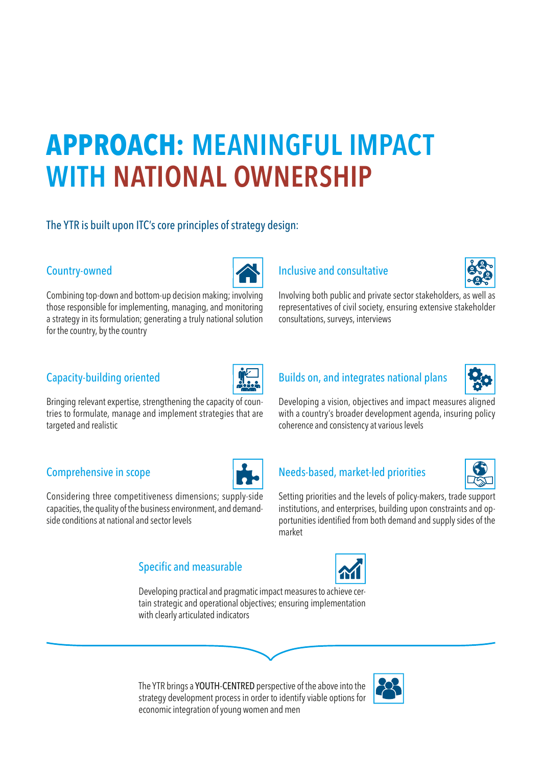# APPROACH: MEANINGFUL IMPACT WITH NATIONAL OWNERSHIP

The YTR is built upon ITC's core principles of strategy design:

### Country-owned

Combining top-down and bottom-up decision making; involving those responsible for implementing, managing, and monitoring a strategy in its formulation; generating a truly national solution for the country, by the country

### Inclusive and consultative

Involving both public and private sector stakeholders, as well as representatives of civil society, ensuring extensive stakeholder consultations, surveys, interviews

### Capacity-building oriented

Bringing relevant expertise, strengthening the capacity of countries to formulate, manage and implement strategies that are targeted and realistic

### Builds on, and integrates national plans

Developing a vision, objectives and impact measures aligned with a country's broader development agenda, insuring policy coherence and consistency at various levels

### Comprehensive in scope

Considering three competitiveness dimensions; supply-side capacities, the quality of the business environment, and demand-side conditions at national and sector levels

### Needs-based, market-led priorities

Setting priorities and the levels of policy-makers, trade support institutions, and enterprises, building upon constraints and opportunities identified from both demand and supply sides of the market

### Specific and measurable

Developing practical and pragmatic impact measures to achieve certain strategic and operational objectives; ensuring implementation with clearly articulated indicators

The YTR brings a **YOUTH-CENTRED** perspective of the above into the strategy development process in order to identify viable options for economic integration of young women and men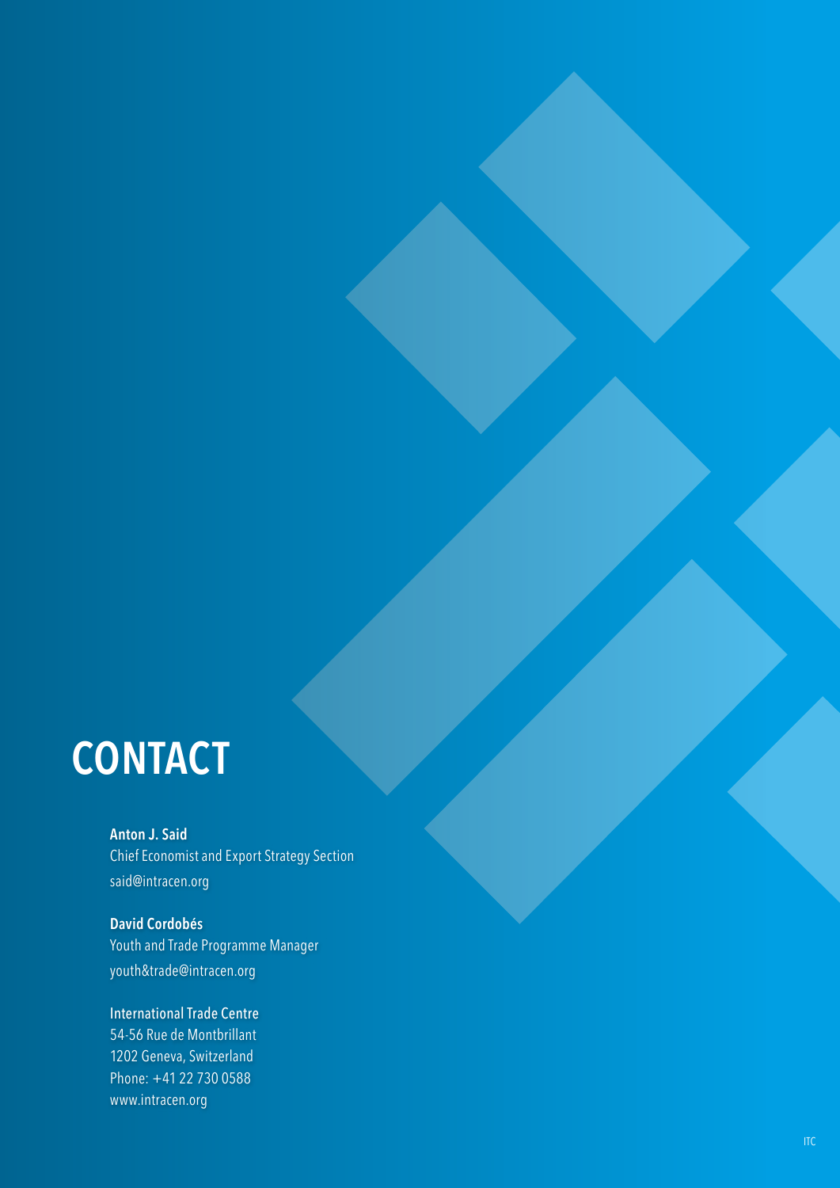# CONTACT

**Anton J. Said**
Chief Economist and Export Strategy Section
said@intracen.org

**David Cordobés**
Youth and Trade Programme Manager
youth&trade@intracen.org

International Trade Centre
54-56 Rue de Montbrillant
1202 Geneva, Switzerland
Phone: +41 22 730 0588
www.intracen.org